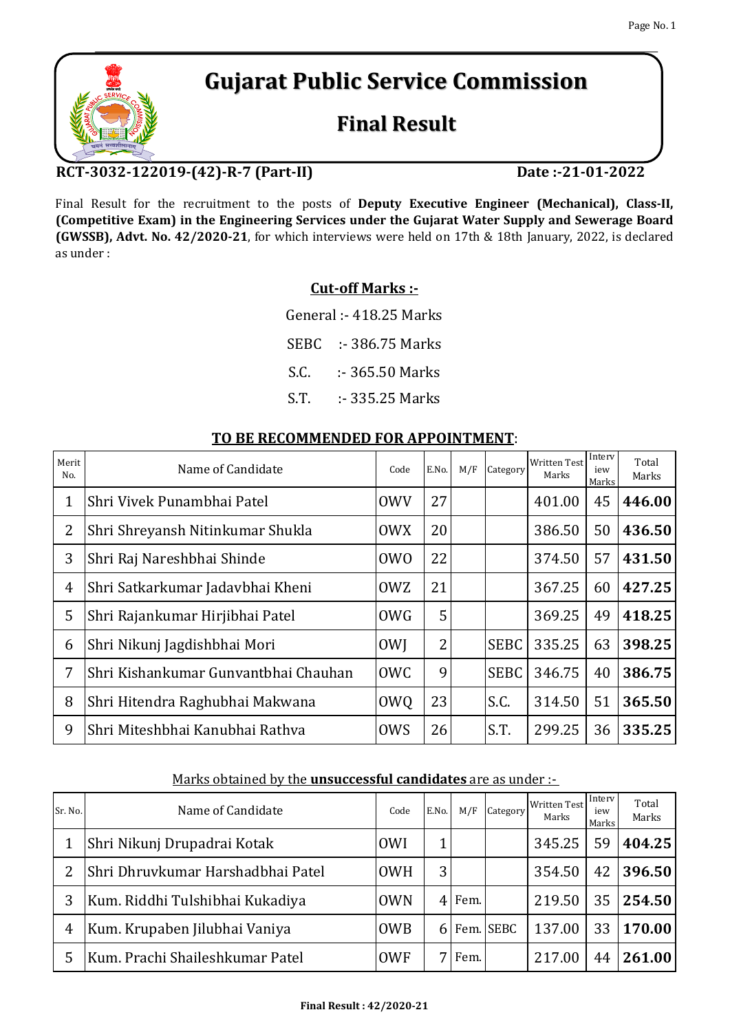# Gujarat Public Service Commission

## Final Result

**RCT-3032-122019-(42)-R-7 (Part-II)** **Date :-21-01-2022**

Final Result for the recruitment to the posts of **Deputy Executive Engineer (Mechanical), Class-II, (Competitive Exam) in the Engineering Services under the Gujarat Water Supply and Sewerage Board (GWSSB), Advt. No. 42/2020-21**, for which interviews were held on 17th & 18th January, 2022, is declared as under :

**Cut-off Marks :-**

General :- 418.25 Marks

SEBC :- 386.75 Marks

S.C. :- 365.50 Marks

S.T. :- 335.25 Marks

**TO BE RECOMMENDED FOR APPOINTMENT**:

| Merit No. | Name of Candidate | Code | E.No. | M/F | Category | Written Test Marks | Interview Marks | Total Marks |
|---|---|---|---|---|---|---|---|---|
| 1 | Shri Vivek Punambhai Patel | OWV | 27 | | | 401.00 | 45 | **446.00** |
| 2 | Shri Shreyansh Nitinkumar Shukla | OWX | 20 | | | 386.50 | 50 | **436.50** |
| 3 | Shri Raj Nareshbhai Shinde | OWO | 22 | | | 374.50 | 57 | **431.50** |
| 4 | Shri Satkarkumar Jadavbhai Kheni | OWZ | 21 | | | 367.25 | 60 | **427.25** |
| 5 | Shri Rajankumar Hirjibhai Patel | OWG | 5 | | | 369.25 | 49 | **418.25** |
| 6 | Shri Nikunj Jagdishbhai Mori | OWJ | 2 | | SEBC | 335.25 | 63 | **398.25** |
| 7 | Shri Kishankumar Gunvantbhai Chauhan | OWC | 9 | | SEBC | 346.75 | 40 | **386.75** |
| 8 | Shri Hitendra Raghubhai Makwana | OWQ | 23 | | S.C. | 314.50 | 51 | **365.50** |
| 9 | Shri Miteshbhai Kanubhai Rathva | OWS | 26 | | S.T. | 299.25 | 36 | **335.25** |

Marks obtained by the **unsuccessful candidates** are as under :-

| Sr. No. | Name of Candidate | Code | E.No. | M/F | Category | Written Test Marks | Interview Marks | Total Marks |
|---|---|---|---|---|---|---|---|---|
| 1 | Shri Nikunj Drupadrai Kotak | OWI | 1 | | | 345.25 | 59 | **404.25** |
| 2 | Shri Dhruvkumar Harshadbhai Patel | OWH | 3 | | | 354.50 | 42 | **396.50** |
| 3 | Kum. Riddhi Tulshibhai Kukadiya | OWN | 4 | Fem. | | 219.50 | 35 | **254.50** |
| 4 | Kum. Krupaben Jilubhai Vaniya | OWB | 6 | Fem. | SEBC | 137.00 | 33 | **170.00** |
| 5 | Kum. Prachi Shaileshkumar Patel | OWF | 7 | Fem. | | 217.00 | 44 | **261.00** |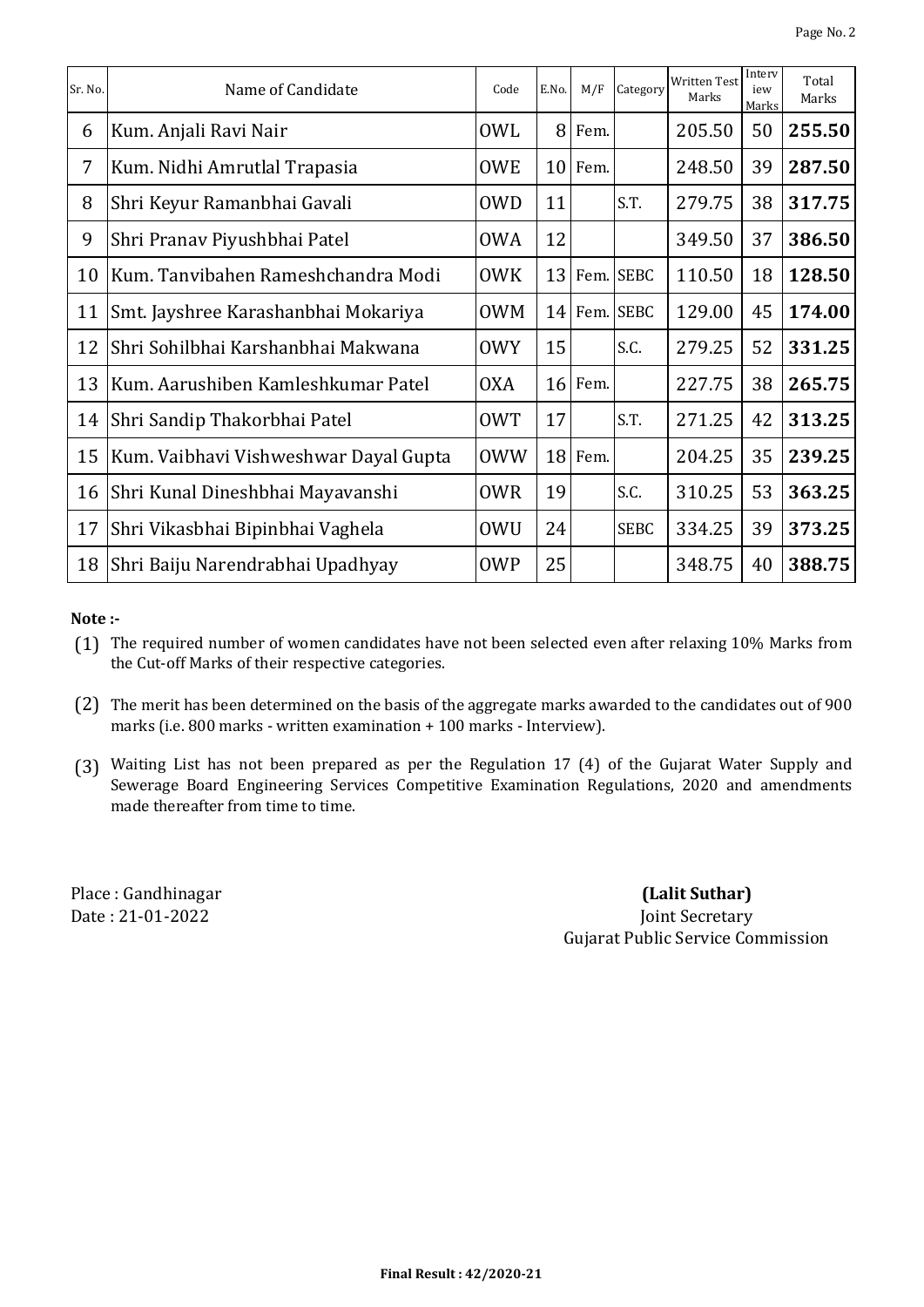| Sr. No. | Name of Candidate | Code | E.No. | M/F | Category | Written Test Marks | Interview Marks | Total Marks |
|---|---|---|---|---|---|---|---|---|
| 6 | Kum. Anjali Ravi Nair | OWL | 8 | Fem. | | 205.50 | 50 | **255.50** |
| 7 | Kum. Nidhi Amrutlal Trapasia | OWE | 10 | Fem. | | 248.50 | 39 | **287.50** |
| 8 | Shri Keyur Ramanbhai Gavali | OWD | 11 | | S.T. | 279.75 | 38 | **317.75** |
| 9 | Shri Pranav Piyushbhai Patel | OWA | 12 | | | 349.50 | 37 | **386.50** |
| 10 | Kum. Tanvibahen Rameshchandra Modi | OWK | 13 | Fem. | SEBC | 110.50 | 18 | **128.50** |
| 11 | Smt. Jayshree Karashanbhai Mokariya | OWM | 14 | Fem. | SEBC | 129.00 | 45 | **174.00** |
| 12 | Shri Sohilbhai Karshanbhai Makwana | OWY | 15 | | S.C. | 279.25 | 52 | **331.25** |
| 13 | Kum. Aarushiben Kamleshkumar Patel | OXA | 16 | Fem. | | 227.75 | 38 | **265.75** |
| 14 | Shri Sandip Thakorbhai Patel | OWT | 17 | | S.T. | 271.25 | 42 | **313.25** |
| 15 | Kum. Vaibhavi Vishweshwar Dayal Gupta | OWW | 18 | Fem. | | 204.25 | 35 | **239.25** |
| 16 | Shri Kunal Dineshbhai Mayavanshi | OWR | 19 | | S.C. | 310.25 | 53 | **363.25** |
| 17 | Shri Vikasbhai Bipinbhai Vaghela | OWU | 24 | | SEBC | 334.25 | 39 | **373.25** |
| 18 | Shri Baiju Narendrabhai Upadhyay | OWP | 25 | | | 348.75 | 40 | **388.75** |

**Note :-**

(1) The required number of women candidates have not been selected even after relaxing 10% Marks from the Cut-off Marks of their respective categories.

(2) The merit has been determined on the basis of the aggregate marks awarded to the candidates out of 900 marks (i.e. 800 marks - written examination + 100 marks - Interview).

(3) Waiting List has not been prepared as per the Regulation 17 (4) of the Gujarat Water Supply and Sewerage Board Engineering Services Competitive Examination Regulations, 2020 and amendments made thereafter from time to time.

Place : Gandhinagar
Date : 21-01-2022

**(Lalit Suthar)**
Joint Secretary
Gujarat Public Service Commission

**Final Result : 42/2020-21**